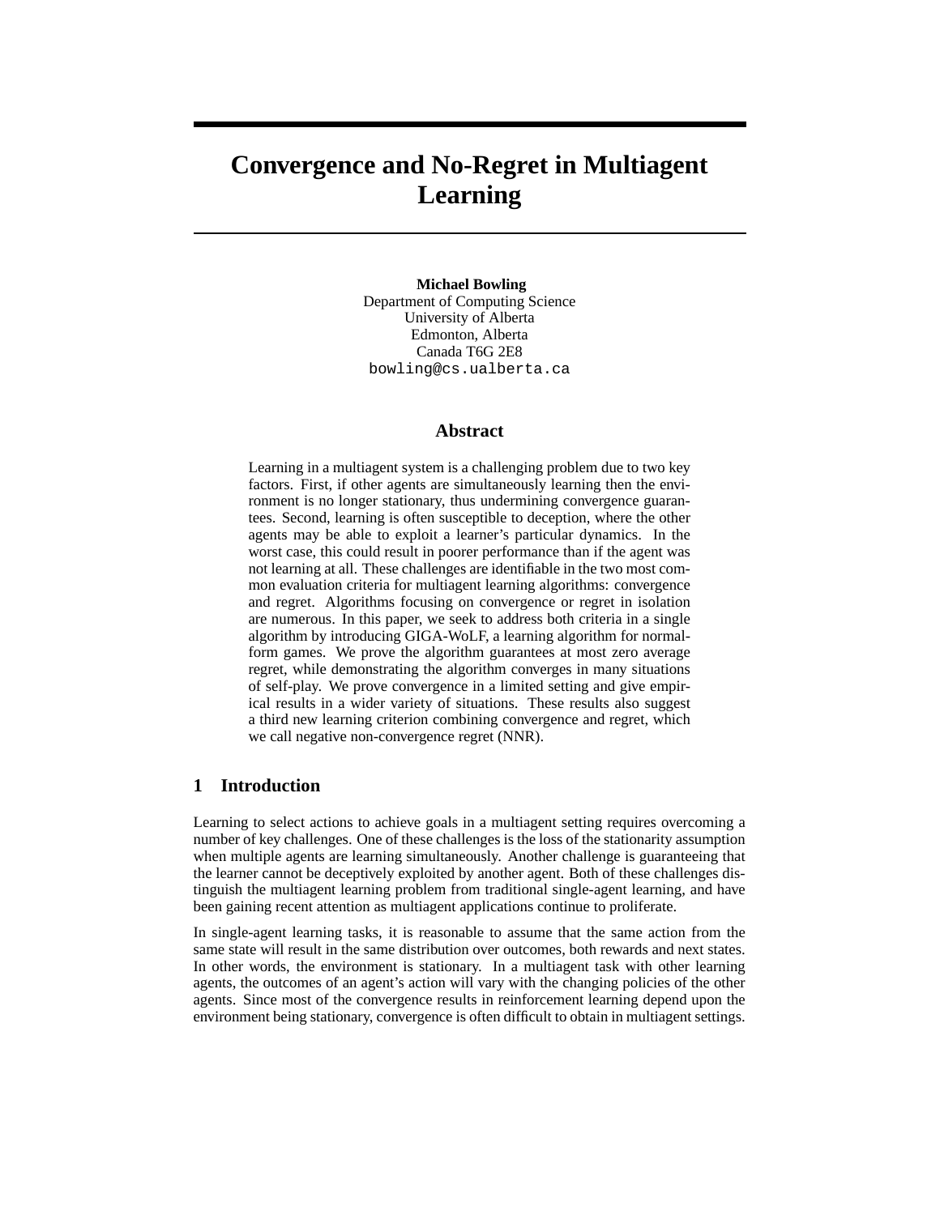# Convergence and No-Regret in Multiagent Learning

**Michael Bowling**
Department of Computing Science
University of Alberta
Edmonton, Alberta
Canada T6G 2E8
bowling@cs.ualberta.ca

## Abstract

Learning in a multiagent system is a challenging problem due to two key factors. First, if other agents are simultaneously learning then the environment is no longer stationary, thus undermining convergence guarantees. Second, learning is often susceptible to deception, where the other agents may be able to exploit a learner's particular dynamics. In the worst case, this could result in poorer performance than if the agent was not learning at all. These challenges are identifiable in the two most common evaluation criteria for multiagent learning algorithms: convergence and regret. Algorithms focusing on convergence or regret in isolation are numerous. In this paper, we seek to address both criteria in a single algorithm by introducing GIGA-WoLF, a learning algorithm for normal-form games. We prove the algorithm guarantees at most zero average regret, while demonstrating the algorithm converges in many situations of self-play. We prove convergence in a limited setting and give empirical results in a wider variety of situations. These results also suggest a third new learning criterion combining convergence and regret, which we call negative non-convergence regret (NNR).

## 1 Introduction

Learning to select actions to achieve goals in a multiagent setting requires overcoming a number of key challenges. One of these challenges is the loss of the stationarity assumption when multiple agents are learning simultaneously. Another challenge is guaranteeing that the learner cannot be deceptively exploited by another agent. Both of these challenges distinguish the multiagent learning problem from traditional single-agent learning, and have been gaining recent attention as multiagent applications continue to proliferate.

In single-agent learning tasks, it is reasonable to assume that the same action from the same state will result in the same distribution over outcomes, both rewards and next states. In other words, the environment is stationary. In a multiagent task with other learning agents, the outcomes of an agent's action will vary with the changing policies of the other agents. Since most of the convergence results in reinforcement learning depend upon the environment being stationary, convergence is often difficult to obtain in multiagent settings.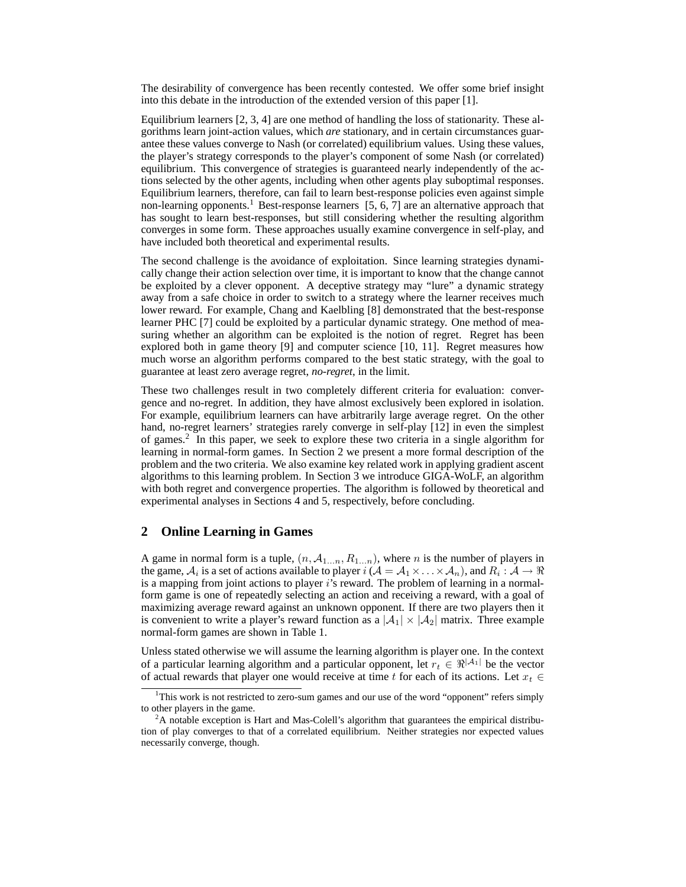The desirability of convergence has been recently contested. We offer some brief insight into this debate in the introduction of the extended version of this paper [1].

Equilibrium learners [2, 3, 4] are one method of handling the loss of stationarity. These algorithms learn joint-action values, which *are* stationary, and in certain circumstances guarantee these values converge to Nash (or correlated) equilibrium values. Using these values, the player's strategy corresponds to the player's component of some Nash (or correlated) equilibrium. This convergence of strategies is guaranteed nearly independently of the actions selected by the other agents, including when other agents play suboptimal responses. Equilibrium learners, therefore, can fail to learn best-response policies even against simple non-learning opponents.[1] Best-response learners [5, 6, 7] are an alternative approach that has sought to learn best-responses, but still considering whether the resulting algorithm converges in some form. These approaches usually examine convergence in self-play, and have included both theoretical and experimental results.

The second challenge is the avoidance of exploitation. Since learning strategies dynamically change their action selection over time, it is important to know that the change cannot be exploited by a clever opponent. A deceptive strategy may "lure" a dynamic strategy away from a safe choice in order to switch to a strategy where the learner receives much lower reward. For example, Chang and Kaelbling [8] demonstrated that the best-response learner PHC [7] could be exploited by a particular dynamic strategy. One method of measuring whether an algorithm can be exploited is the notion of regret. Regret has been explored both in game theory [9] and computer science [10, 11]. Regret measures how much worse an algorithm performs compared to the best static strategy, with the goal to guarantee at least zero average regret, *no-regret*, in the limit.

These two challenges result in two completely different criteria for evaluation: convergence and no-regret. In addition, they have almost exclusively been explored in isolation. For example, equilibrium learners can have arbitrarily large average regret. On the other hand, no-regret learners' strategies rarely converge in self-play [12] in even the simplest of games.[2] In this paper, we seek to explore these two criteria in a single algorithm for learning in normal-form games. In Section 2 we present a more formal description of the problem and the two criteria. We also examine key related work in applying gradient ascent algorithms to this learning problem. In Section 3 we introduce GIGA-WoLF, an algorithm with both regret and convergence properties. The algorithm is followed by theoretical and experimental analyses in Sections 4 and 5, respectively, before concluding.

## 2 Online Learning in Games

A game in normal form is a tuple, $(n, \mathcal{A}_{1...n}, R_{1...n})$, where $n$ is the number of players in the game, $\mathcal{A}_i$ is a set of actions available to player $i$ ($\mathcal{A} = \mathcal{A}_1 \times \ldots \times \mathcal{A}_n$), and $R_i : \mathcal{A} \rightarrow \Re$ is a mapping from joint actions to player $i$'s reward. The problem of learning in a normal-form game is one of repeatedly selecting an action and receiving a reward, with a goal of maximizing average reward against an unknown opponent. If there are two players then it is convenient to write a player's reward function as a $|\mathcal{A}_1| \times |\mathcal{A}_2|$ matrix. Three example normal-form games are shown in Table 1.

Unless stated otherwise we will assume the learning algorithm is player one. In the context of a particular learning algorithm and a particular opponent, let $r_t \in \Re^{|\mathcal{A}_1|}$ be the vector of actual rewards that player one would receive at time $t$ for each of its actions. Let $x_t \in$

[1] This work is not restricted to zero-sum games and our use of the word "opponent" refers simply to other players in the game.

[2] A notable exception is Hart and Mas-Colell's algorithm that guarantees the empirical distribution of play converges to that of a correlated equilibrium. Neither strategies nor expected values necessarily converge, though.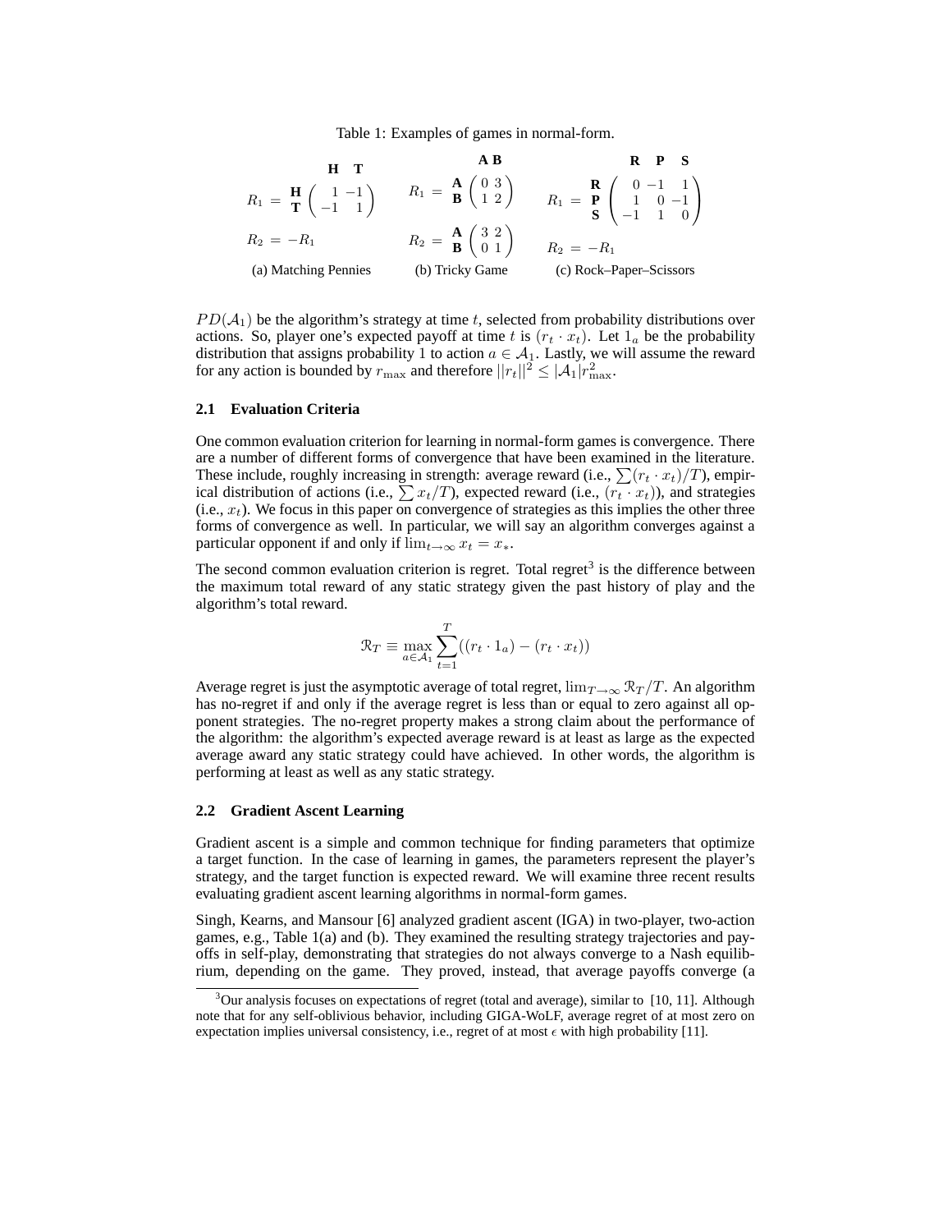Table 1: Examples of games in normal-form.

$$R_1 = \begin{array}{c} \\ \mathbf{H} \\ \mathbf{T} \end{array} \begin{array}{c} \begin{array}{cc} \mathbf{H} & \mathbf{T} \end{array} \\ \begin{pmatrix} 1 & -1 \\ -1 & 1 \end{pmatrix} \end{array} \qquad R_1 = \begin{array}{c} \\ \mathbf{A} \\ \mathbf{B} \end{array} \begin{array}{c} \begin{array}{cc} \mathbf{A} & \mathbf{B} \end{array} \\ \begin{pmatrix} 0 & 3 \\ 1 & 2 \end{pmatrix} \end{array} \qquad R_1 = \begin{array}{c} \\ \mathbf{R} \\ \mathbf{P} \\ \mathbf{S} \end{array} \begin{array}{c} \begin{array}{ccc} \mathbf{R} & \mathbf{P} & \mathbf{S} \end{array} \\ \begin{pmatrix} 0 & -1 & 1 \\ 1 & 0 & -1 \\ -1 & 1 & 0 \end{pmatrix} \end{array}$$

$$R_2 = -R_1 \qquad R_2 = \begin{array}{c} \mathbf{A} \\ \mathbf{B} \end{array} \begin{pmatrix} 3 & 2 \\ 0 & 1 \end{pmatrix} \qquad R_2 = -R_1$$

(a) Matching Pennies (b) Tricky Game (c) Rock–Paper–Scissors

$PD(\mathcal{A}_1)$ be the algorithm's strategy at time $t$, selected from probability distributions over actions. So, player one's expected payoff at time $t$ is $(r_t \cdot x_t)$. Let $1_a$ be the probability distribution that assigns probability 1 to action $a \in \mathcal{A}_1$. Lastly, we will assume the reward for any action is bounded by $r_{\max}$ and therefore $||r_t||^2 \leq |\mathcal{A}_1| r_{\max}^2$.

### 2.1 Evaluation Criteria

One common evaluation criterion for learning in normal-form games is convergence. There are a number of different forms of convergence that have been examined in the literature. These include, roughly increasing in strength: average reward (i.e., $\sum(r_t \cdot x_t)/T$), empirical distribution of actions (i.e., $\sum x_t/T$), expected reward (i.e., $(r_t \cdot x_t)$), and strategies (i.e., $x_t$). We focus in this paper on convergence of strategies as this implies the other three forms of convergence as well. In particular, we will say an algorithm converges against a particular opponent if and only if $\lim_{t\to\infty} x_t = x_*$.

The second common evaluation criterion is regret. Total regret[3] is the difference between the maximum total reward of any static strategy given the past history of play and the algorithm's total reward.

$$\mathcal{R}_T \equiv \max_{a \in \mathcal{A}_1} \sum_{t=1}^{T} ((r_t \cdot 1_a) - (r_t \cdot x_t))$$

Average regret is just the asymptotic average of total regret, $\lim_{T\to\infty} \mathcal{R}_T/T$. An algorithm has no-regret if and only if the average regret is less than or equal to zero against all opponent strategies. The no-regret property makes a strong claim about the performance of the algorithm: the algorithm's expected average reward is at least as large as the expected average award any static strategy could have achieved. In other words, the algorithm is performing at least as well as any static strategy.

### 2.2 Gradient Ascent Learning

Gradient ascent is a simple and common technique for finding parameters that optimize a target function. In the case of learning in games, the parameters represent the player's strategy, and the target function is expected reward. We will examine three recent results evaluating gradient ascent learning algorithms in normal-form games.

Singh, Kearns, and Mansour [6] analyzed gradient ascent (IGA) in two-player, two-action games, e.g., Table 1(a) and (b). They examined the resulting strategy trajectories and payoffs in self-play, demonstrating that strategies do not always converge to a Nash equilibrium, depending on the game. They proved, instead, that average payoffs converge (a

[3] Our analysis focuses on expectations of regret (total and average), similar to [10, 11]. Although note that for any self-oblivious behavior, including GIGA-WoLF, average regret of at most zero on expectation implies universal consistency, i.e., regret of at most $\epsilon$ with high probability [11].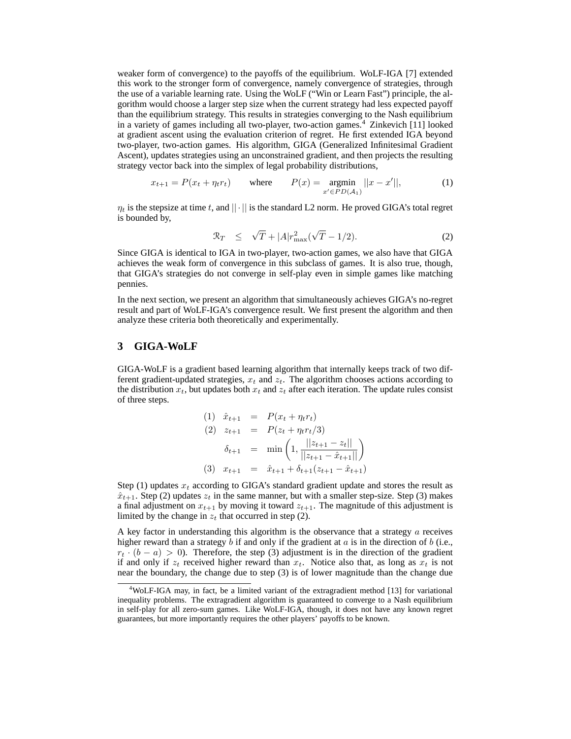weaker form of convergence) to the payoffs of the equilibrium. WoLF-IGA [7] extended this work to the stronger form of convergence, namely convergence of strategies, through the use of a variable learning rate. Using the WoLF ("Win or Learn Fast") principle, the algorithm would choose a larger step size when the current strategy had less expected payoff than the equilibrium strategy. This results in strategies converging to the Nash equilibrium in a variety of games including all two-player, two-action games.[4] Zinkevich [11] looked at gradient ascent using the evaluation criterion of regret. He first extended IGA beyond two-player, two-action games. His algorithm, GIGA (Generalized Infinitesimal Gradient Ascent), updates strategies using an unconstrained gradient, and then projects the resulting strategy vector back into the simplex of legal probability distributions,

$$x_{t+1} = P(x_t + \eta_t r_t) \qquad \text{where} \qquad P(x) = \operatorname*{argmin}_{x' \in PD(\mathcal{A}_1)} ||x - x'||, \tag{1}$$

$\eta_t$ is the stepsize at time $t$, and $||\cdot||$ is the standard L2 norm. He proved GIGA's total regret is bounded by,

$$\mathcal{R}_T \quad \leq \quad \sqrt{T} + |A| r_{\max}^2 (\sqrt{T} - 1/2). \tag{2}$$

Since GIGA is identical to IGA in two-player, two-action games, we also have that GIGA achieves the weak form of convergence in this subclass of games. It is also true, though, that GIGA's strategies do not converge in self-play even in simple games like matching pennies.

In the next section, we present an algorithm that simultaneously achieves GIGA's no-regret result and part of WoLF-IGA's convergence result. We first present the algorithm and then analyze these criteria both theoretically and experimentally.

## 3 GIGA-WoLF

GIGA-WoLF is a gradient based learning algorithm that internally keeps track of two different gradient-updated strategies, $x_t$ and $z_t$. The algorithm chooses actions according to the distribution $x_t$, but updates both $x_t$ and $z_t$ after each iteration. The update rules consist of three steps.

$$\begin{aligned}
(1) \quad \hat{x}_{t+1} &= P(x_t + \eta_t r_t) \\
(2) \quad z_{t+1} &= P(z_t + \eta_t r_t / 3) \\
\delta_{t+1} &= \min\left(1, \frac{||z_{t+1} - z_t||}{||z_{t+1} - \hat{x}_{t+1}||}\right) \\
(3) \quad x_{t+1} &= \hat{x}_{t+1} + \delta_{t+1}(z_{t+1} - \hat{x}_{t+1})
\end{aligned}$$

Step (1) updates $x_t$ according to GIGA's standard gradient update and stores the result as $\hat{x}_{t+1}$. Step (2) updates $z_t$ in the same manner, but with a smaller step-size. Step (3) makes a final adjustment on $x_{t+1}$ by moving it toward $z_{t+1}$. The magnitude of this adjustment is limited by the change in $z_t$ that occurred in step (2).

A key factor in understanding this algorithm is the observance that a strategy $a$ receives higher reward than a strategy $b$ if and only if the gradient at $a$ is in the direction of $b$ (i.e., $r_t \cdot (b - a) > 0$). Therefore, the step (3) adjustment is in the direction of the gradient if and only if $z_t$ received higher reward than $x_t$. Notice also that, as long as $x_t$ is not near the boundary, the change due to step (3) is of lower magnitude than the change due

[4] WoLF-IGA may, in fact, be a limited variant of the extragradient method [13] for variational inequality problems. The extragradient algorithm is guaranteed to converge to a Nash equilibrium in self-play for all zero-sum games. Like WoLF-IGA, though, it does not have any known regret guarantees, but more importantly requires the other players' payoffs to be known.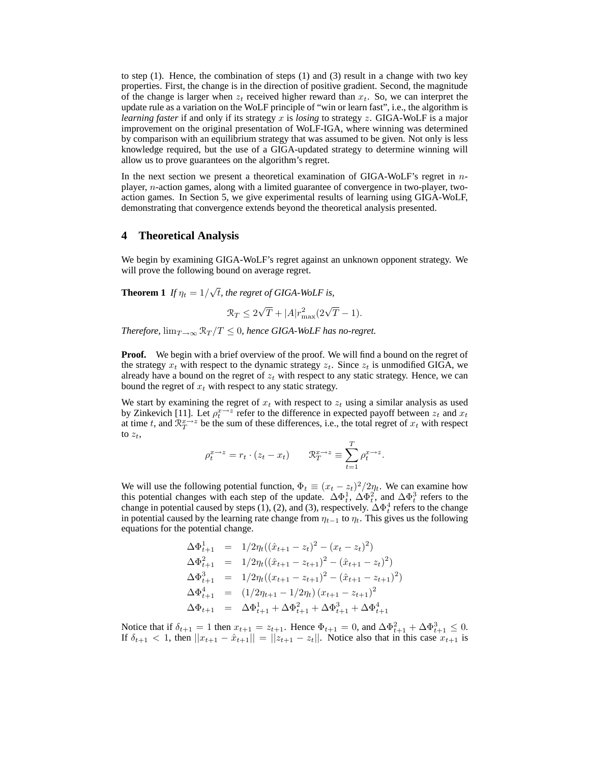to step (1). Hence, the combination of steps (1) and (3) result in a change with two key properties. First, the change is in the direction of positive gradient. Second, the magnitude of the change is larger when $z_t$ received higher reward than $x_t$. So, we can interpret the update rule as a variation on the WoLF principle of "win or learn fast", i.e., the algorithm is *learning faster* if and only if its strategy $x$ is *losing* to strategy $z$. GIGA-WoLF is a major improvement on the original presentation of WoLF-IGA, where winning was determined by comparison with an equilibrium strategy that was assumed to be given. Not only is less knowledge required, but the use of a GIGA-updated strategy to determine winning will allow us to prove guarantees on the algorithm's regret.

In the next section we present a theoretical examination of GIGA-WoLF's regret in $n$-player, $n$-action games, along with a limited guarantee of convergence in two-player, two-action games. In Section 5, we give experimental results of learning using GIGA-WoLF, demonstrating that convergence extends beyond the theoretical analysis presented.

## 4 Theoretical Analysis

We begin by examining GIGA-WoLF's regret against an unknown opponent strategy. We will prove the following bound on average regret.

**Theorem 1** *If $\eta_t = 1/\sqrt{t}$, the regret of GIGA-WoLF is,*

$$\mathcal{R}_T \leq 2\sqrt{T} + |A| r_{\max}^2 (2\sqrt{T} - 1).$$

*Therefore, $\lim_{T\to\infty} \mathcal{R}_T/T \leq 0$, hence GIGA-WoLF has no-regret.*

**Proof.** We begin with a brief overview of the proof. We will find a bound on the regret of the strategy $x_t$ with respect to the dynamic strategy $z_t$. Since $z_t$ is unmodified GIGA, we already have a bound on the regret of $z_t$ with respect to any static strategy. Hence, we can bound the regret of $x_t$ with respect to any static strategy.

We start by examining the regret of $x_t$ with respect to $z_t$ using a similar analysis as used by Zinkevich [11]. Let $\rho_t^{x\to z}$ refer to the difference in expected payoff between $z_t$ and $x_t$ at time $t$, and $\mathcal{R}_T^{x\to z}$ be the sum of these differences, i.e., the total regret of $x_t$ with respect to $z_t$,

$$\rho_t^{x\to z} = r_t \cdot (z_t - x_t) \qquad \mathcal{R}_T^{x\to z} \equiv \sum_{t=1}^{T} \rho_t^{x\to z}.$$

We will use the following potential function, $\Phi_t \equiv (x_t - z_t)^2 / 2\eta_t$. We can examine how this potential changes with each step of the update. $\Delta\Phi_t^1$, $\Delta\Phi_t^2$, and $\Delta\Phi_t^3$ refers to the change in potential caused by steps (1), (2), and (3), respectively. $\Delta\Phi_t^4$ refers to the change in potential caused by the learning rate change from $\eta_{t-1}$ to $\eta_t$. This gives us the following equations for the potential change.

$$\begin{aligned}
\Delta\Phi_{t+1}^1 &= 1/2\eta_t((\hat{x}_{t+1} - z_t)^2 - (x_t - z_t)^2) \\
\Delta\Phi_{t+1}^2 &= 1/2\eta_t((\hat{x}_{t+1} - z_{t+1})^2 - (\hat{x}_{t+1} - z_t)^2) \\
\Delta\Phi_{t+1}^3 &= 1/2\eta_t((x_{t+1} - z_{t+1})^2 - (\hat{x}_{t+1} - z_{t+1})^2) \\
\Delta\Phi_{t+1}^4 &= (1/2\eta_{t+1} - 1/2\eta_t)(x_{t+1} - z_{t+1})^2 \\
\Delta\Phi_{t+1} &= \Delta\Phi_{t+1}^1 + \Delta\Phi_{t+1}^2 + \Delta\Phi_{t+1}^3 + \Delta\Phi_{t+1}^4
\end{aligned}$$

Notice that if $\delta_{t+1} = 1$ then $x_{t+1} = z_{t+1}$. Hence $\Phi_{t+1} = 0$, and $\Delta\Phi_{t+1}^2 + \Delta\Phi_{t+1}^3 \leq 0$. If $\delta_{t+1} < 1$, then $||x_{t+1} - \hat{x}_{t+1}|| = ||z_{t+1} - z_t||$. Notice also that in this case $x_{t+1}$ is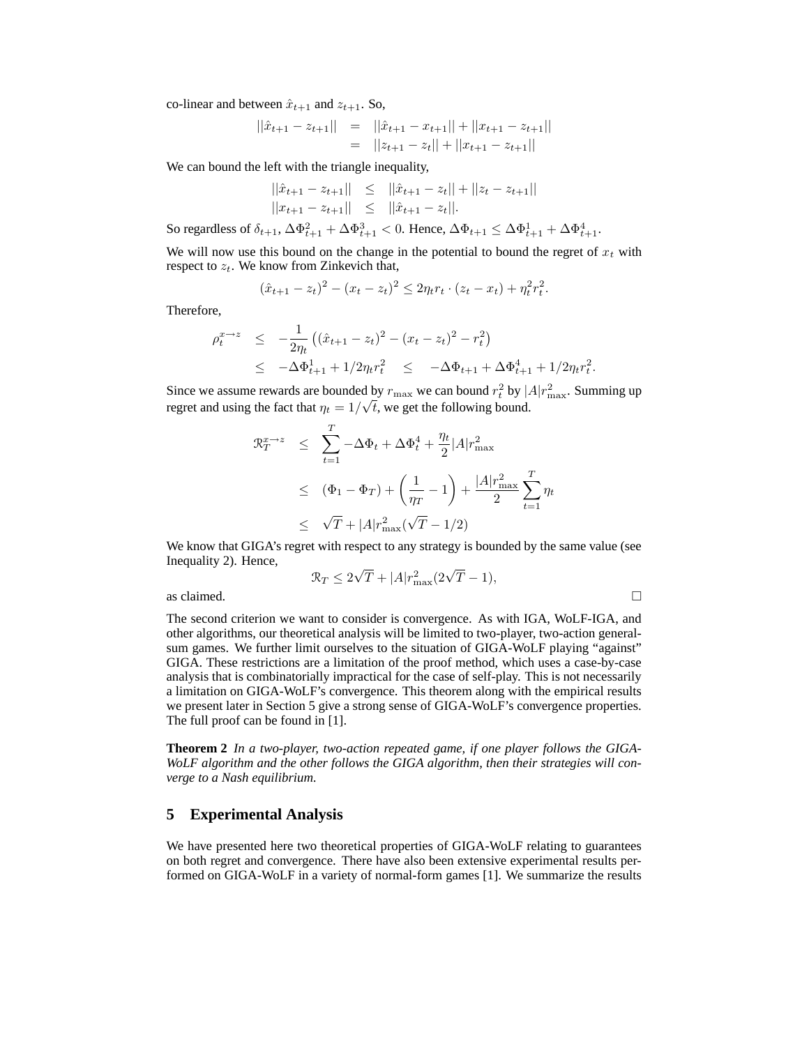co-linear and between $\hat{x}_{t+1}$ and $z_{t+1}$. So,

$$
\begin{aligned}
||\hat{x}_{t+1} - z_{t+1}|| &= ||\hat{x}_{t+1} - x_{t+1}|| + ||x_{t+1} - z_{t+1}|| \\
&= ||z_{t+1} - z_t|| + ||x_{t+1} - z_{t+1}||
\end{aligned}
$$

We can bound the left with the triangle inequality,

$$
\begin{aligned}
||\hat{x}_{t+1} - z_{t+1}|| &\leq ||\hat{x}_{t+1} - z_t|| + ||z_t - z_{t+1}|| \\
||x_{t+1} - z_{t+1}|| &\leq ||\hat{x}_{t+1} - z_t||.
\end{aligned}
$$

So regardless of $\delta_{t+1}$, $\Delta\Phi^2_{t+1} + \Delta\Phi^3_{t+1} < 0$. Hence, $\Delta\Phi_{t+1} \leq \Delta\Phi^1_{t+1} + \Delta\Phi^4_{t+1}$.

We will now use this bound on the change in the potential to bound the regret of $x_t$ with respect to $z_t$. We know from Zinkevich that,

$$
(\hat{x}_{t+1} - z_t)^2 - (x_t - z_t)^2 \leq 2\eta_t r_t \cdot (z_t - x_t) + \eta_t^2 r_t^2.
$$

Therefore,

$$
\begin{aligned}
\rho_t^{x \to z} &\leq -\frac{1}{2\eta_t}\left((\hat{x}_{t+1} - z_t)^2 - (x_t - z_t)^2 - r_t^2\right) \\
&\leq -\Delta\Phi^1_{t+1} + 1/2\eta_t r_t^2 \quad \leq \quad -\Delta\Phi_{t+1} + \Delta\Phi^4_{t+1} + 1/2\eta_t r_t^2.
\end{aligned}
$$

Since we assume rewards are bounded by $r_{\max}$ we can bound $r_t^2$ by $|A|r^2_{\max}$. Summing up regret and using the fact that $\eta_t = 1/\sqrt{t}$, we get the following bound.

$$
\begin{aligned}
\mathcal{R}_T^{x \to z} &\leq \sum_{t=1}^{T} -\Delta\Phi_t + \Delta\Phi_t^4 + \frac{\eta_t}{2}|A|r^2_{\max} \\
&\leq (\Phi_1 - \Phi_T) + \left(\frac{1}{\eta_T} - 1\right) + \frac{|A|r^2_{\max}}{2}\sum_{t=1}^{T}\eta_t \\
&\leq \sqrt{T} + |A|r^2_{\max}(\sqrt{T} - 1/2)
\end{aligned}
$$

We know that GIGA's regret with respect to any strategy is bounded by the same value (see Inequality 2). Hence,

$$
\mathcal{R}_T \leq 2\sqrt{T} + |A|r^2_{\max}(2\sqrt{T} - 1),
$$

as claimed. □

The second criterion we want to consider is convergence. As with IGA, WoLF-IGA, and other algorithms, our theoretical analysis will be limited to two-player, two-action general-sum games. We further limit ourselves to the situation of GIGA-WoLF playing "against" GIGA. These restrictions are a limitation of the proof method, which uses a case-by-case analysis that is combinatorially impractical for the case of self-play. This is not necessarily a limitation on GIGA-WoLF's convergence. This theorem along with the empirical results we present later in Section 5 give a strong sense of GIGA-WoLF's convergence properties. The full proof can be found in [1].

**Theorem 2** *In a two-player, two-action repeated game, if one player follows the GIGA-WoLF algorithm and the other follows the GIGA algorithm, then their strategies will converge to a Nash equilibrium.*

## 5 Experimental Analysis

We have presented here two theoretical properties of GIGA-WoLF relating to guarantees on both regret and convergence. There have also been extensive experimental results performed on GIGA-WoLF in a variety of normal-form games [1]. We summarize the results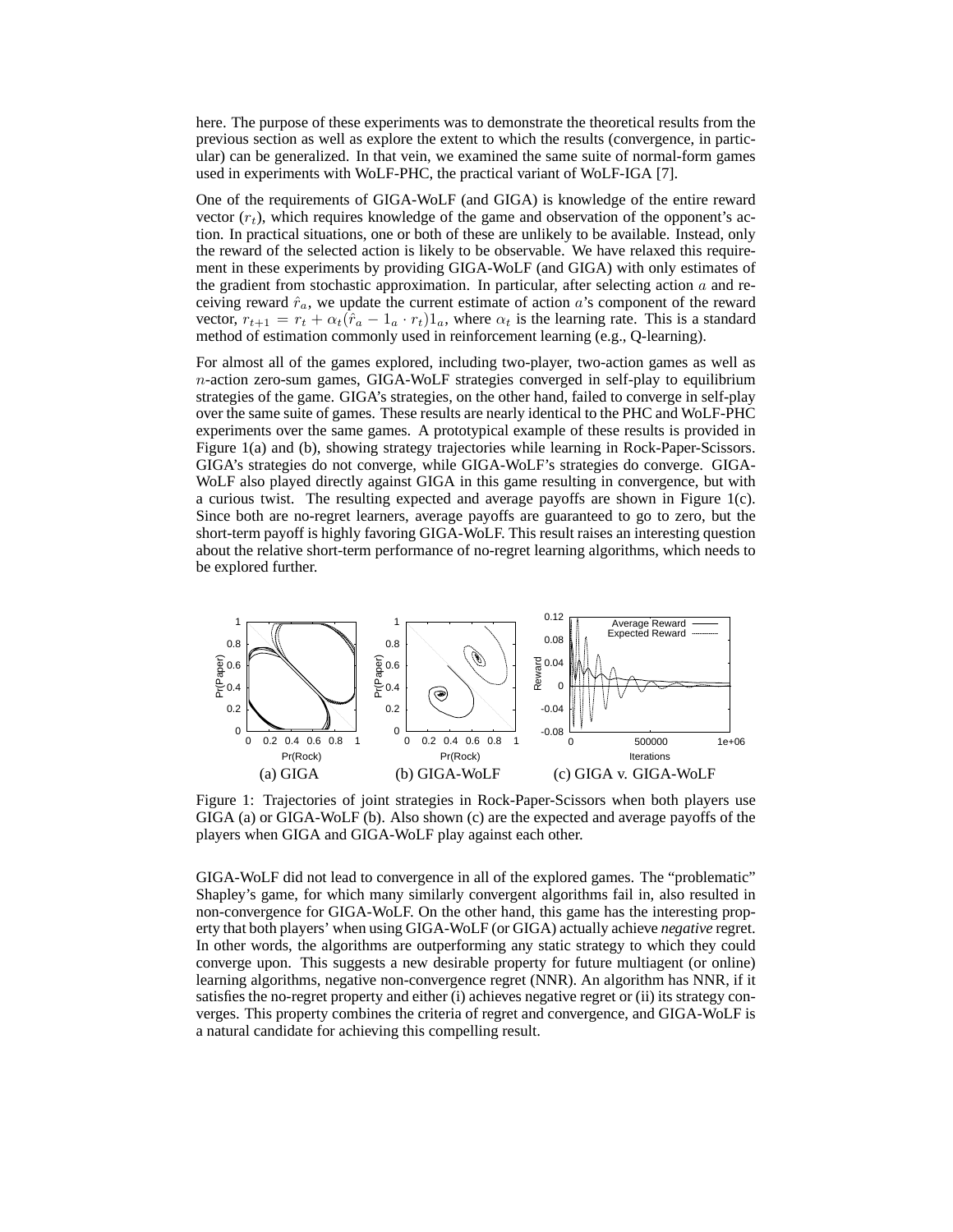here. The purpose of these experiments was to demonstrate the theoretical results from the previous section as well as explore the extent to which the results (convergence, in particular) can be generalized. In that vein, we examined the same suite of normal-form games used in experiments with WoLF-PHC, the practical variant of WoLF-IGA [7].

One of the requirements of GIGA-WoLF (and GIGA) is knowledge of the entire reward vector ($r_t$), which requires knowledge of the game and observation of the opponent's action. In practical situations, one or both of these are unlikely to be available. Instead, only the reward of the selected action is likely to be observable. We have relaxed this requirement in these experiments by providing GIGA-WoLF (and GIGA) with only estimates of the gradient from stochastic approximation. In particular, after selecting action $a$ and receiving reward $\hat{r}_a$, we update the current estimate of action $a$'s component of the reward vector, $r_{t+1} = r_t + \alpha_t(\hat{r}_a - 1_a \cdot r_t)1_a$, where $\alpha_t$ is the learning rate. This is a standard method of estimation commonly used in reinforcement learning (e.g., Q-learning).

For almost all of the games explored, including two-player, two-action games as well as $n$-action zero-sum games, GIGA-WoLF strategies converged in self-play to equilibrium strategies of the game. GIGA's strategies, on the other hand, failed to converge in self-play over the same suite of games. These results are nearly identical to the PHC and WoLF-PHC experiments over the same games. A prototypical example of these results is provided in Figure 1(a) and (b), showing strategy trajectories while learning in Rock-Paper-Scissors. GIGA's strategies do not converge, while GIGA-WoLF's strategies do converge. GIGA-WoLF also played directly against GIGA in this game resulting in convergence, but with a curious twist. The resulting expected and average payoffs are shown in Figure 1(c). Since both are no-regret learners, average payoffs are guaranteed to go to zero, but the short-term payoff is highly favoring GIGA-WoLF. This result raises an interesting question about the relative short-term performance of no-regret learning algorithms, which needs to be explored further.

(a) GIGA (b) GIGA-WoLF (c) GIGA v. GIGA-WoLF

Figure 1: Trajectories of joint strategies in Rock-Paper-Scissors when both players use GIGA (a) or GIGA-WoLF (b). Also shown (c) are the expected and average payoffs of the players when GIGA and GIGA-WoLF play against each other.

GIGA-WoLF did not lead to convergence in all of the explored games. The "problematic" Shapley's game, for which many similarly convergent algorithms fail in, also resulted in non-convergence for GIGA-WoLF. On the other hand, this game has the interesting property that both players' when using GIGA-WoLF (or GIGA) actually achieve *negative* regret. In other words, the algorithms are outperforming any static strategy to which they could converge upon. This suggests a new desirable property for future multiagent (or online) learning algorithms, negative non-convergence regret (NNR). An algorithm has NNR, if it satisfies the no-regret property and either (i) achieves negative regret or (ii) its strategy converges. This property combines the criteria of regret and convergence, and GIGA-WoLF is a natural candidate for achieving this compelling result.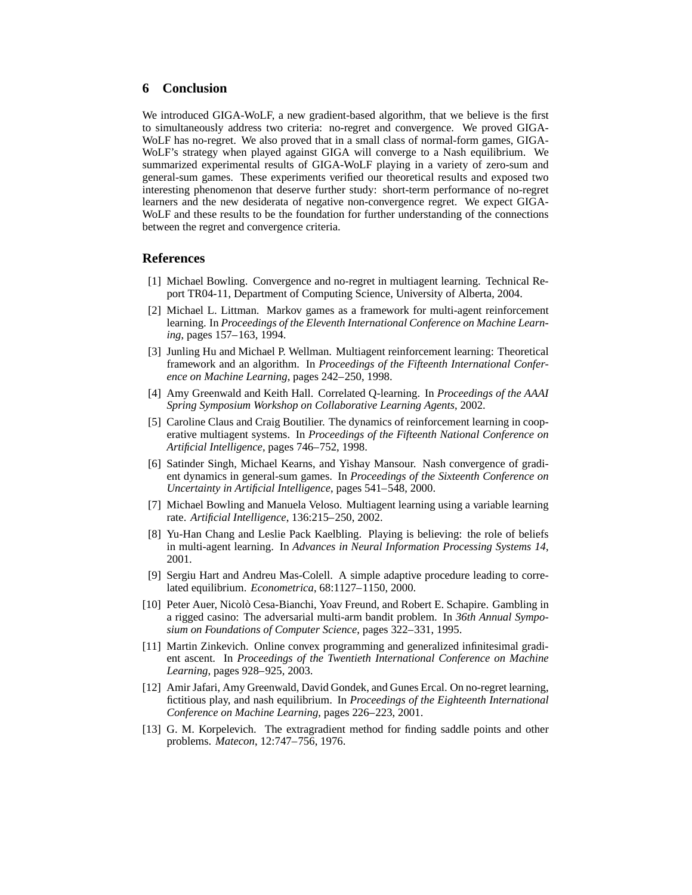## 6 Conclusion

We introduced GIGA-WoLF, a new gradient-based algorithm, that we believe is the first to simultaneously address two criteria: no-regret and convergence. We proved GIGA-WoLF has no-regret. We also proved that in a small class of normal-form games, GIGA-WoLF's strategy when played against GIGA will converge to a Nash equilibrium. We summarized experimental results of GIGA-WoLF playing in a variety of zero-sum and general-sum games. These experiments verified our theoretical results and exposed two interesting phenomenon that deserve further study: short-term performance of no-regret learners and the new desiderata of negative non-convergence regret. We expect GIGA-WoLF and these results to be the foundation for further understanding of the connections between the regret and convergence criteria.

## References

[1] Michael Bowling. Convergence and no-regret in multiagent learning. Technical Report TR04-11, Department of Computing Science, University of Alberta, 2004.

[2] Michael L. Littman. Markov games as a framework for multi-agent reinforcement learning. In *Proceedings of the Eleventh International Conference on Machine Learning*, pages 157–163, 1994.

[3] Junling Hu and Michael P. Wellman. Multiagent reinforcement learning: Theoretical framework and an algorithm. In *Proceedings of the Fifteenth International Conference on Machine Learning*, pages 242–250, 1998.

[4] Amy Greenwald and Keith Hall. Correlated Q-learning. In *Proceedings of the AAAI Spring Symposium Workshop on Collaborative Learning Agents*, 2002.

[5] Caroline Claus and Craig Boutilier. The dynamics of reinforcement learning in cooperative multiagent systems. In *Proceedings of the Fifteenth National Conference on Artificial Intelligence*, pages 746–752, 1998.

[6] Satinder Singh, Michael Kearns, and Yishay Mansour. Nash convergence of gradient dynamics in general-sum games. In *Proceedings of the Sixteenth Conference on Uncertainty in Artificial Intelligence*, pages 541–548, 2000.

[7] Michael Bowling and Manuela Veloso. Multiagent learning using a variable learning rate. *Artificial Intelligence*, 136:215–250, 2002.

[8] Yu-Han Chang and Leslie Pack Kaelbling. Playing is believing: the role of beliefs in multi-agent learning. In *Advances in Neural Information Processing Systems 14*, 2001.

[9] Sergiu Hart and Andreu Mas-Colell. A simple adaptive procedure leading to correlated equilibrium. *Econometrica*, 68:1127–1150, 2000.

[10] Peter Auer, Nicolò Cesa-Bianchi, Yoav Freund, and Robert E. Schapire. Gambling in a rigged casino: The adversarial multi-arm bandit problem. In *36th Annual Symposium on Foundations of Computer Science*, pages 322–331, 1995.

[11] Martin Zinkevich. Online convex programming and generalized infinitesimal gradient ascent. In *Proceedings of the Twentieth International Conference on Machine Learning*, pages 928–925, 2003.

[12] Amir Jafari, Amy Greenwald, David Gondek, and Gunes Ercal. On no-regret learning, fictitious play, and nash equilibrium. In *Proceedings of the Eighteenth International Conference on Machine Learning*, pages 226–223, 2001.

[13] G. M. Korpelevich. The extragradient method for finding saddle points and other problems. *Matecon*, 12:747–756, 1976.